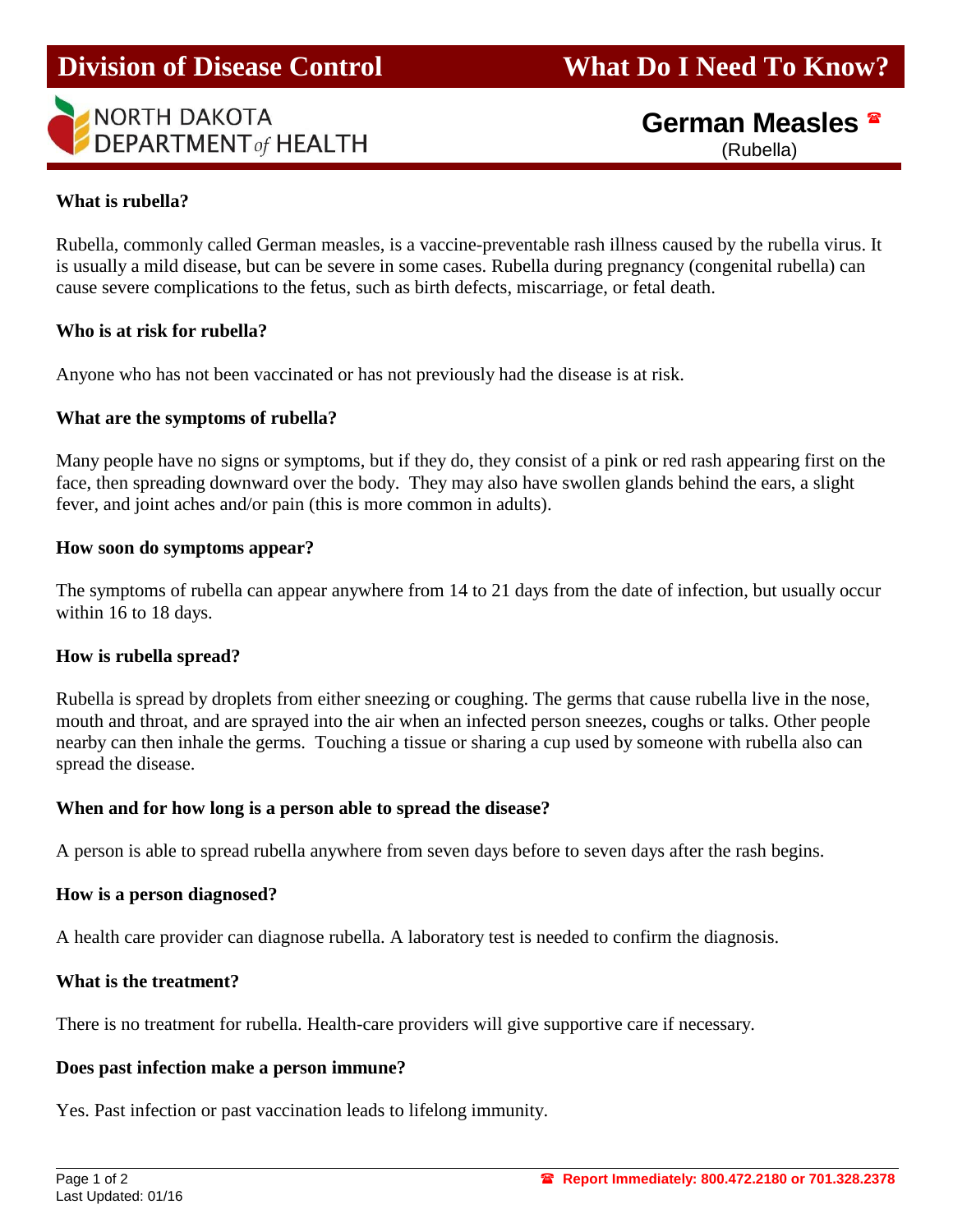# Division of Division of Disease Control

**What Do I Need To Know?**

NORTH DAKOTA DEPARTMENT *of* HEALTH

## German Measles ☎

(Rubella)

**What is rubella?**

Rubella, commonly called German measles, is a vaccine-preventable rash illness caused by the rubella virus. It is usually a mild disease, but can be severe in some cases. Rubella during pregnancy (congenital rubella) can cause severe complications to the fetus, such as birth defects, miscarriage, or fetal death.

**Who is at risk for rubella?**

Anyone who has not been vaccinated or has not previously had the disease is at risk.

**What are the symptoms of rubella?**

Many people have no signs or symptoms, but if they do, they consist of a pink or red rash appearing first on the face, then spreading downward over the body. They may also have swollen glands behind the ears, a slight fever, and joint aches and/or pain (this is more common in adults).

**How soon do symptoms appear?**

The symptoms of rubella can appear anywhere from 14 to 21 days from the date of infection, but usually occur within 16 to 18 days.

**How is rubella spread?**

Rubella is spread by droplets from either sneezing or coughing. The germs that cause rubella live in the nose, mouth and throat, and are sprayed into the air when an infected person sneezes, coughs or talks. Other people nearby can then inhale the germs. Touching a tissue or sharing a cup used by someone with rubella also can spread the disease.

**When and for how long is a person able to spread the disease?**

A person is able to spread rubella anywhere from seven days before to seven days after the rash begins.

**How is a person diagnosed?**

A health care provider can diagnose rubella. A laboratory test is needed to confirm the diagnosis.

**What is the treatment?**

There is no treatment for rubella. Health-care providers will give supportive care if necessary.

**Does past infection make a person immune?**

Yes. Past infection or past vaccination leads to lifelong immunity.

Last Updated: 01/16

☎ **Report Immediately: 800.472.2180 or 701.328.2378**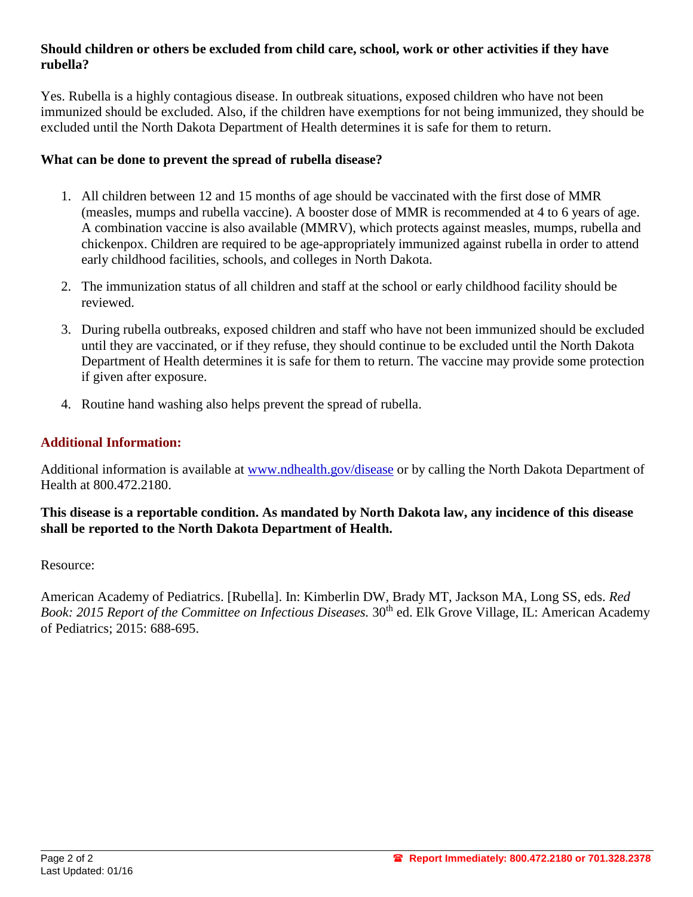**Should children or others be excluded from child care, school, work or other activities if they have rubella?**

Yes. Rubella is a highly contagious disease. In outbreak situations, exposed children who have not been immunized should be excluded. Also, if the children have exemptions for not being immunized, they should be excluded until the North Dakota Department of Health determines it is safe for them to return.

**What can be done to prevent the spread of rubella disease?**

1. All children between 12 and 15 months of age should be vaccinated with the first dose of MMR (measles, mumps and rubella vaccine). A booster dose of MMR is recommended at 4 to 6 years of age. A combination vaccine is also available (MMRV), which protects against measles, mumps, rubella and chickenpox. Children are required to be age-appropriately immunized against rubella in order to attend early childhood facilities, schools, and colleges in North Dakota.

2. The immunization status of all children and staff at the school or early childhood facility should be reviewed.

3. During rubella outbreaks, exposed children and staff who have not been immunized should be excluded until they are vaccinated, or if they refuse, they should continue to be excluded until the North Dakota Department of Health determines it is safe for them to return. The vaccine may provide some protection if given after exposure.

4. Routine hand washing also helps prevent the spread of rubella.

## Additional Information:

Additional information is available at [www.ndhealth.gov/disease](http://www.ndhealth.gov/disease) or by calling the North Dakota Department of Health at 800.472.2180.

**This disease is a reportable condition. As mandated by North Dakota law, any incidence of this disease shall be reported to the North Dakota Department of Health.**

Resource:

American Academy of Pediatrics. [Rubella]. In: Kimberlin DW, Brady MT, Jackson MA, Long SS, eds. *Red Book: 2015 Report of the Committee on Infectious Diseases.* 30th ed. Elk Grove Village, IL: American Academy of Pediatrics; 2015: 688-695.

Last Updated: 01/16

☎ **Report Immediately: 800.472.2180 or 701.328.2378**